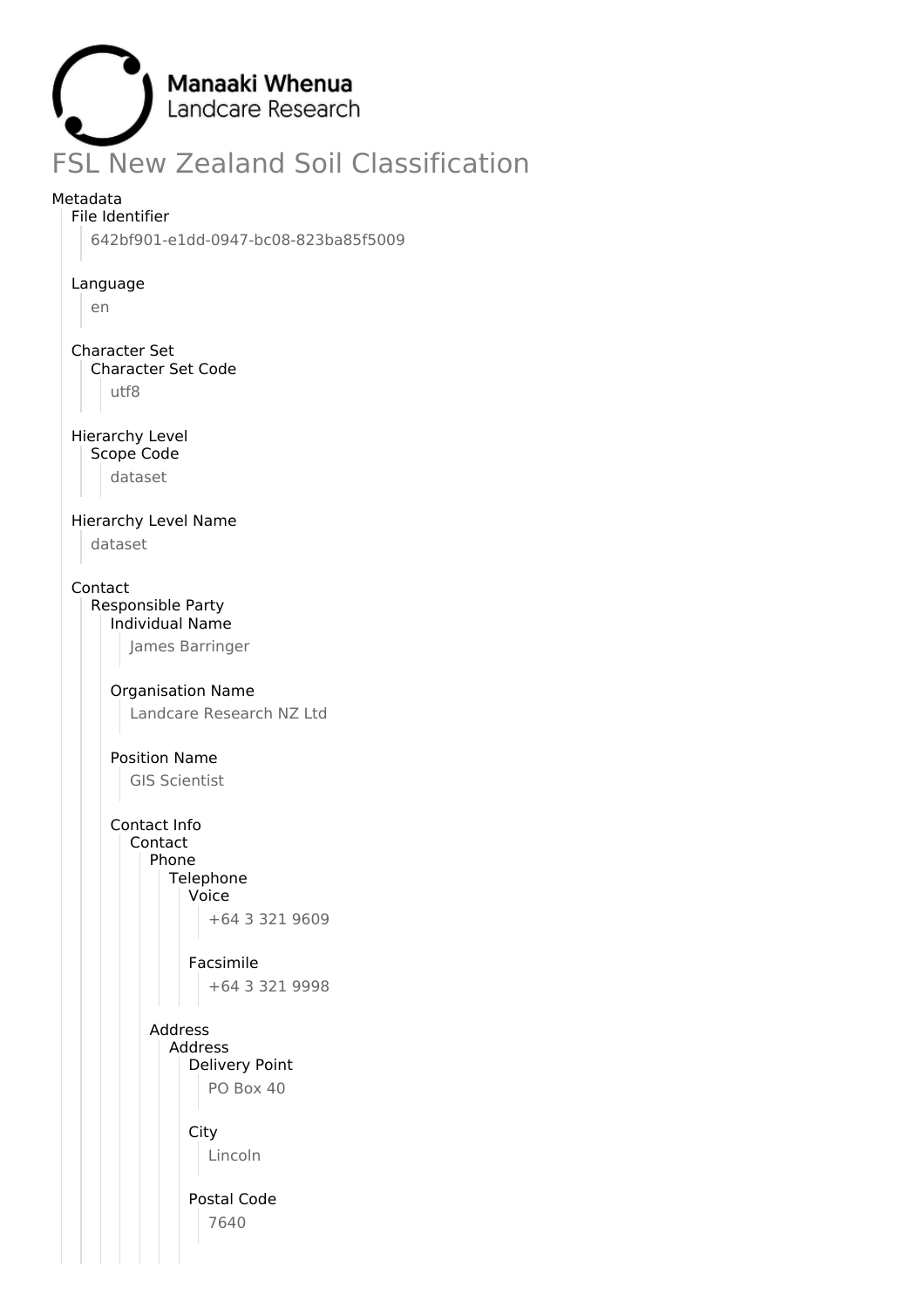Manaaki Whenua
Landcare Research

# FSL New Zealand Soil Classification

Metadata

- File Identifier
  - 642bf901-e1dd-0947-bc08-823ba85f5009
- Language
  - en
- Character Set
  - Character Set Code
    - utf8
- Hierarchy Level
  - Scope Code
    - dataset
- Hierarchy Level Name
  - dataset
- Contact
  - Responsible Party
    - Individual Name
      - James Barringer
    - Organisation Name
      - Landcare Research NZ Ltd
    - Position Name
      - GIS Scientist
    - Contact Info
      - Contact
        - Phone
          - Telephone
            - Voice
              - +64 3 321 9609
            - Facsimile
              - +64 3 321 9998
        - Address
          - Address
            - Delivery Point
              - PO Box 40
            - City
              - Lincoln
            - Postal Code
              - 7640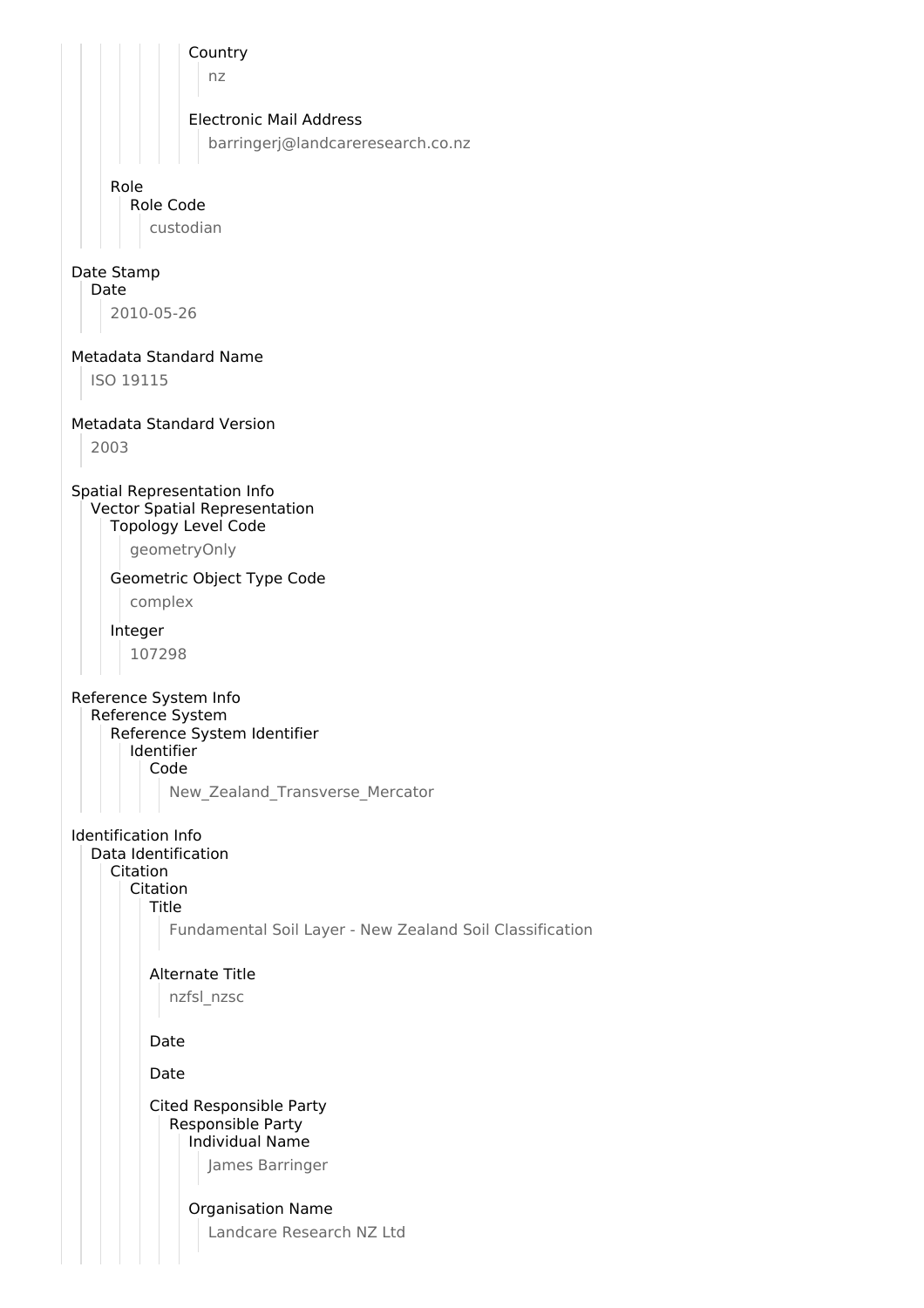Country

nz

Electronic Mail Address

barringerj@landcareresearch.co.nz

Role

Role Code

custodian

# Date Stamp

Date

2010-05-26

# Metadata Standard Name

ISO 19115

# Metadata Standard Version

2003

# Spatial Representation Info

Vector Spatial Representation

Topology Level Code

geometryOnly

Geometric Object Type Code

complex

Integer

107298

# Reference System Info

Reference System

Reference System Identifier

Identifier

Code

New_Zealand_Transverse_Mercator

# Identification Info

Data Identification

Citation

Citation

Title

Fundamental Soil Layer - New Zealand Soil Classification

Alternate Title

nzfsl_nzsc

Date

Date

Cited Responsible Party

Responsible Party

Individual Name

James Barringer

Organisation Name

Landcare Research NZ Ltd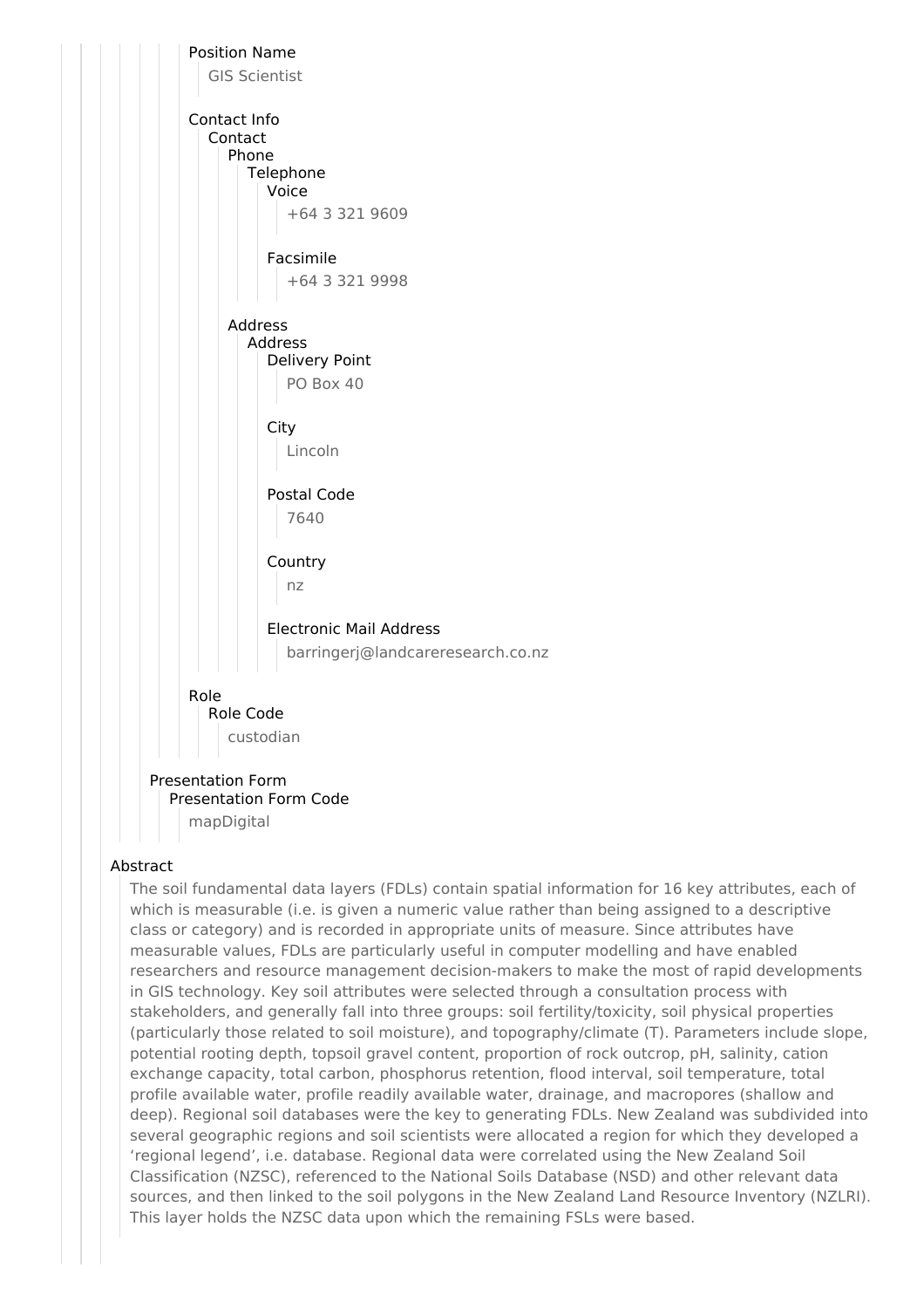Position Name

GIS Scientist

Contact Info

Contact

Phone

Telephone

Voice

+64 3 321 9609

Facsimile

+64 3 321 9998

Address

Address

Delivery Point

PO Box 40

City

Lincoln

Postal Code

7640

Country

nz

Electronic Mail Address

barringerj@landcareresearch.co.nz

Role

Role Code

custodian

Presentation Form

Presentation Form Code

mapDigital

Abstract

The soil fundamental data layers (FDLs) contain spatial information for 16 key attributes, each of which is measurable (i.e. is given a numeric value rather than being assigned to a descriptive class or category) and is recorded in appropriate units of measure. Since attributes have measurable values, FDLs are particularly useful in computer modelling and have enabled researchers and resource management decision-makers to make the most of rapid developments in GIS technology. Key soil attributes were selected through a consultation process with stakeholders, and generally fall into three groups: soil fertility/toxicity, soil physical properties (particularly those related to soil moisture), and topography/climate (T). Parameters include slope, potential rooting depth, topsoil gravel content, proportion of rock outcrop, pH, salinity, cation exchange capacity, total carbon, phosphorus retention, flood interval, soil temperature, total profile available water, profile readily available water, drainage, and macropores (shallow and deep). Regional soil databases were the key to generating FDLs. New Zealand was subdivided into several geographic regions and soil scientists were allocated a region for which they developed a 'regional legend', i.e. database. Regional data were correlated using the New Zealand Soil Classification (NZSC), referenced to the National Soils Database (NSD) and other relevant data sources, and then linked to the soil polygons in the New Zealand Land Resource Inventory (NZLRI). This layer holds the NZSC data upon which the remaining FSLs were based.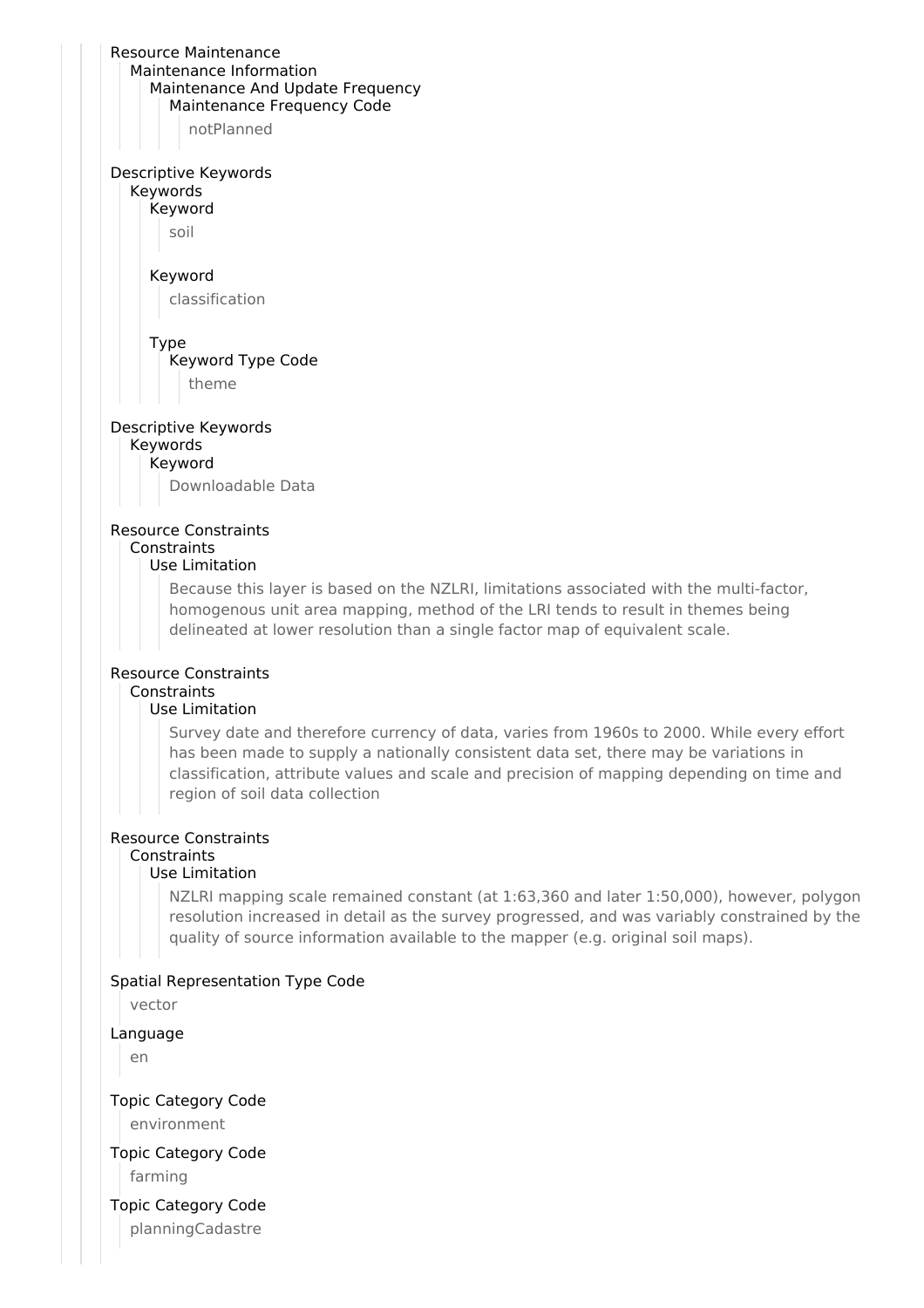Resource Maintenance

- Maintenance Information
  - Maintenance And Update Frequency
    - Maintenance Frequency Code
      - notPlanned

Descriptive Keywords

- Keywords
  - Keyword
    - soil
  - Keyword
    - classification
  - Type
    - Keyword Type Code
      - theme

Descriptive Keywords

- Keywords
  - Keyword
    - Downloadable Data

Resource Constraints

- Constraints
  - Use Limitation
    - Because this layer is based on the NZLRI, limitations associated with the multi-factor, homogenous unit area mapping, method of the LRI tends to result in themes being delineated at lower resolution than a single factor map of equivalent scale.

Resource Constraints

- Constraints
  - Use Limitation
    - Survey date and therefore currency of data, varies from 1960s to 2000. While every effort has been made to supply a nationally consistent data set, there may be variations in classification, attribute values and scale and precision of mapping depending on time and region of soil data collection

Resource Constraints

- Constraints
  - Use Limitation
    - NZLRI mapping scale remained constant (at 1:63,360 and later 1:50,000), however, polygon resolution increased in detail as the survey progressed, and was variably constrained by the quality of source information available to the mapper (e.g. original soil maps).

Spatial Representation Type Code

- vector

Language

- en

Topic Category Code

- environment

Topic Category Code

- farming

Topic Category Code

- planningCadastre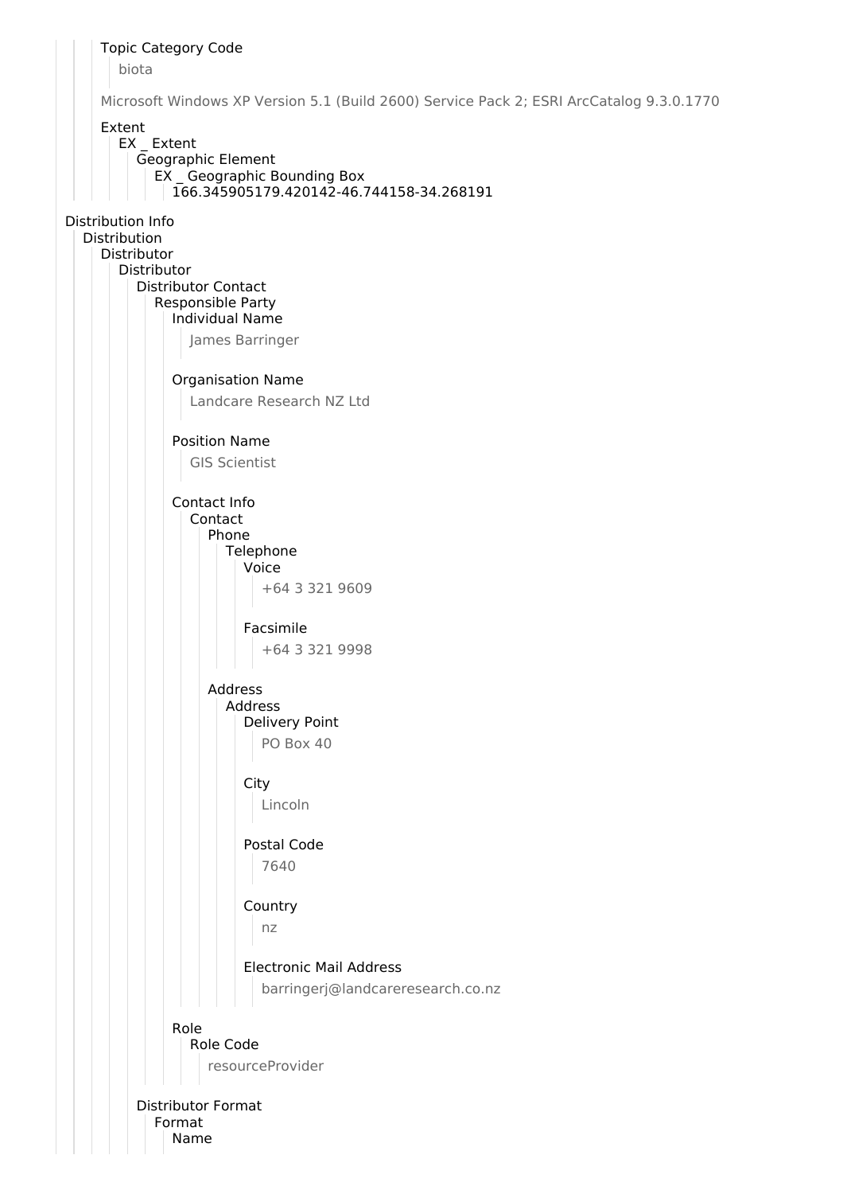Topic Category Code

biota

Microsoft Windows XP Version 5.1 (Build 2600) Service Pack 2; ESRI ArcCatalog 9.3.0.1770

Extent

EX _ Extent

Geographic Element

EX _ Geographic Bounding Box

166.345905179.420142-46.744158-34.268191

Distribution Info

Distribution

Distributor

Distributor

Distributor Contact

Responsible Party

Individual Name

James Barringer

Organisation Name

Landcare Research NZ Ltd

Position Name

GIS Scientist

Contact Info

Contact

Phone

Telephone

Voice

+64 3 321 9609

Facsimile

+64 3 321 9998

Address

Address

Delivery Point

PO Box 40

City

Lincoln

Postal Code

7640

Country

nz

Electronic Mail Address

barringerj@landcareresearch.co.nz

Role

Role Code

resourceProvider

Distributor Format

Format

Name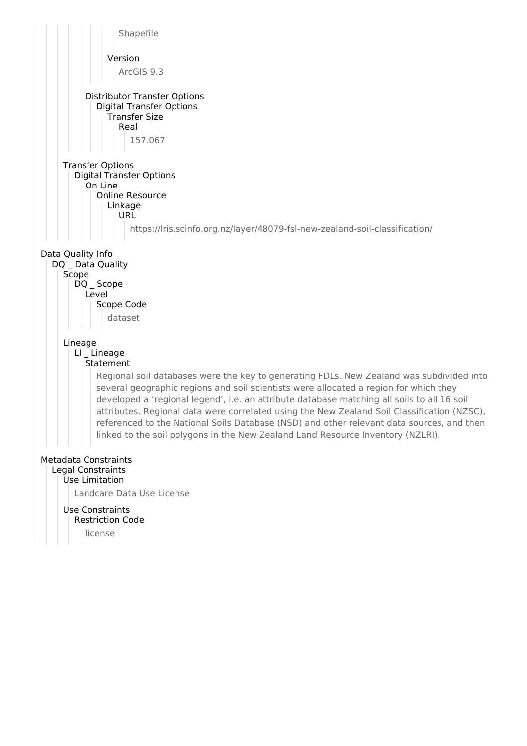Shapefile

Version

ArcGIS 9.3

Distributor Transfer Options

Digital Transfer Options

Transfer Size

Real

157.067

Transfer Options

Digital Transfer Options

On Line

Online Resource

Linkage

URL

https://lris.scinfo.org.nz/layer/48079-fsl-new-zealand-soil-classification/

Data Quality Info

DQ _ Data Quality

Scope

DQ _ Scope

Level

Scope Code

dataset

Lineage

LI _ Lineage

Statement

Regional soil databases were the key to generating FDLs. New Zealand was subdivided into several geographic regions and soil scientists were allocated a region for which they developed a 'regional legend', i.e. an attribute database matching all soils to all 16 soil attributes. Regional data were correlated using the New Zealand Soil Classification (NZSC), referenced to the National Soils Database (NSD) and other relevant data sources, and then linked to the soil polygons in the New Zealand Land Resource Inventory (NZLRI).

Metadata Constraints

Legal Constraints

Use Limitation

Landcare Data Use License

Use Constraints

Restriction Code

license